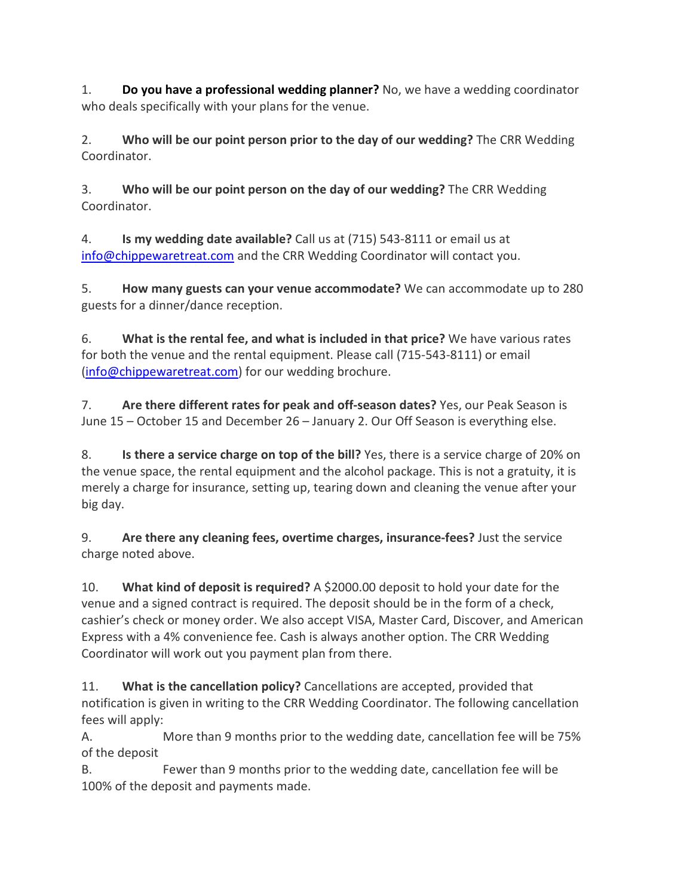1. **Do you have a professional wedding planner?** No, we have a wedding coordinator who deals specifically with your plans for the venue.

2. **Who will be our point person prior to the day of our wedding?** The CRR Wedding Coordinator.

3. **Who will be our point person on the day of our wedding?** The CRR Wedding Coordinator.

4. **Is my wedding date available?** Call us at (715) 543-8111 or email us at info@chippewaretreat.com and the CRR Wedding Coordinator will contact you.

5. **How many guests can your venue accommodate?** We can accommodate up to 280 guests for a dinner/dance reception.

6. **What is the rental fee, and what is included in that price?** We have various rates for both the venue and the rental equipment. Please call (715-543-8111) or email (info@chippewaretreat.com) for our wedding brochure.

7. **Are there different rates for peak and off-season dates?** Yes, our Peak Season is June 15 – October 15 and December 26 – January 2. Our Off Season is everything else.

8. **Is there a service charge on top of the bill?** Yes, there is a service charge of 20% on the venue space, the rental equipment and the alcohol package. This is not a gratuity, it is merely a charge for insurance, setting up, tearing down and cleaning the venue after your big day.

9. **Are there any cleaning fees, overtime charges, insurance-fees?** Just the service charge noted above.

10. **What kind of deposit is required?** A $2000.00 deposit to hold your date for the venue and a signed contract is required. The deposit should be in the form of a check, cashier's check or money order. We also accept VISA, Master Card, Discover, and American Express with a 4% convenience fee. Cash is always another option. The CRR Wedding Coordinator will work out you payment plan from there.

11. **What is the cancellation policy?** Cancellations are accepted, provided that notification is given in writing to the CRR Wedding Coordinator. The following cancellation fees will apply:

A. More than 9 months prior to the wedding date, cancellation fee will be 75% of the deposit

B. Fewer than 9 months prior to the wedding date, cancellation fee will be 100% of the deposit and payments made.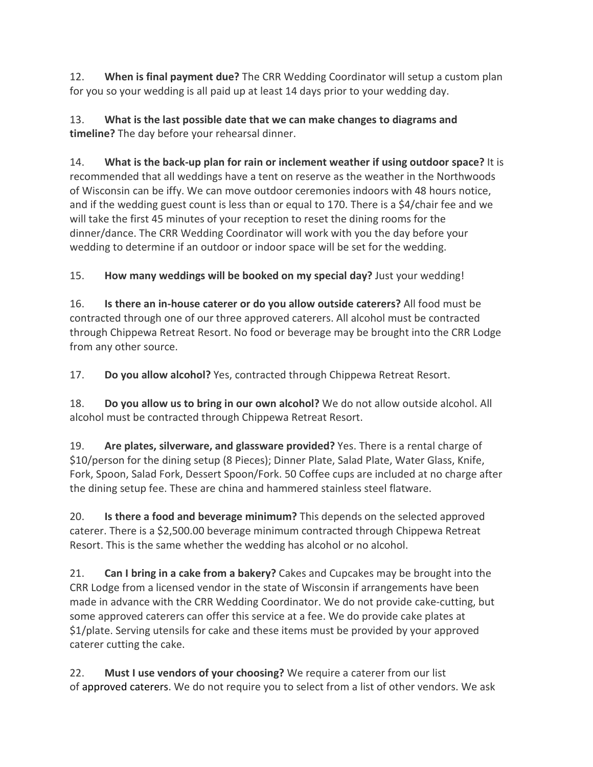12. **When is final payment due?** The CRR Wedding Coordinator will setup a custom plan for you so your wedding is all paid up at least 14 days prior to your wedding day.

13. **What is the last possible date that we can make changes to diagrams and timeline?** The day before your rehearsal dinner.

14. **What is the back-up plan for rain or inclement weather if using outdoor space?** It is recommended that all weddings have a tent on reserve as the weather in the Northwoods of Wisconsin can be iffy. We can move outdoor ceremonies indoors with 48 hours notice, and if the wedding guest count is less than or equal to 170. There is a $4/chair fee and we will take the first 45 minutes of your reception to reset the dining rooms for the dinner/dance. The CRR Wedding Coordinator will work with you the day before your wedding to determine if an outdoor or indoor space will be set for the wedding.

15. **How many weddings will be booked on my special day?** Just your wedding!

16. **Is there an in-house caterer or do you allow outside caterers?** All food must be contracted through one of our three approved caterers. All alcohol must be contracted through Chippewa Retreat Resort. No food or beverage may be brought into the CRR Lodge from any other source.

17. **Do you allow alcohol?** Yes, contracted through Chippewa Retreat Resort.

18. **Do you allow us to bring in our own alcohol?** We do not allow outside alcohol. All alcohol must be contracted through Chippewa Retreat Resort.

19. **Are plates, silverware, and glassware provided?** Yes. There is a rental charge of $10/person for the dining setup (8 Pieces); Dinner Plate, Salad Plate, Water Glass, Knife, Fork, Spoon, Salad Fork, Dessert Spoon/Fork. 50 Coffee cups are included at no charge after the dining setup fee. These are china and hammered stainless steel flatware.

20. **Is there a food and beverage minimum?** This depends on the selected approved caterer. There is a $2,500.00 beverage minimum contracted through Chippewa Retreat Resort. This is the same whether the wedding has alcohol or no alcohol.

21. **Can I bring in a cake from a bakery?** Cakes and Cupcakes may be brought into the CRR Lodge from a licensed vendor in the state of Wisconsin if arrangements have been made in advance with the CRR Wedding Coordinator. We do not provide cake-cutting, but some approved caterers can offer this service at a fee. We do provide cake plates at $1/plate. Serving utensils for cake and these items must be provided by your approved caterer cutting the cake.

22. **Must I use vendors of your choosing?** We require a caterer from our list of approved caterers. We do not require you to select from a list of other vendors. We ask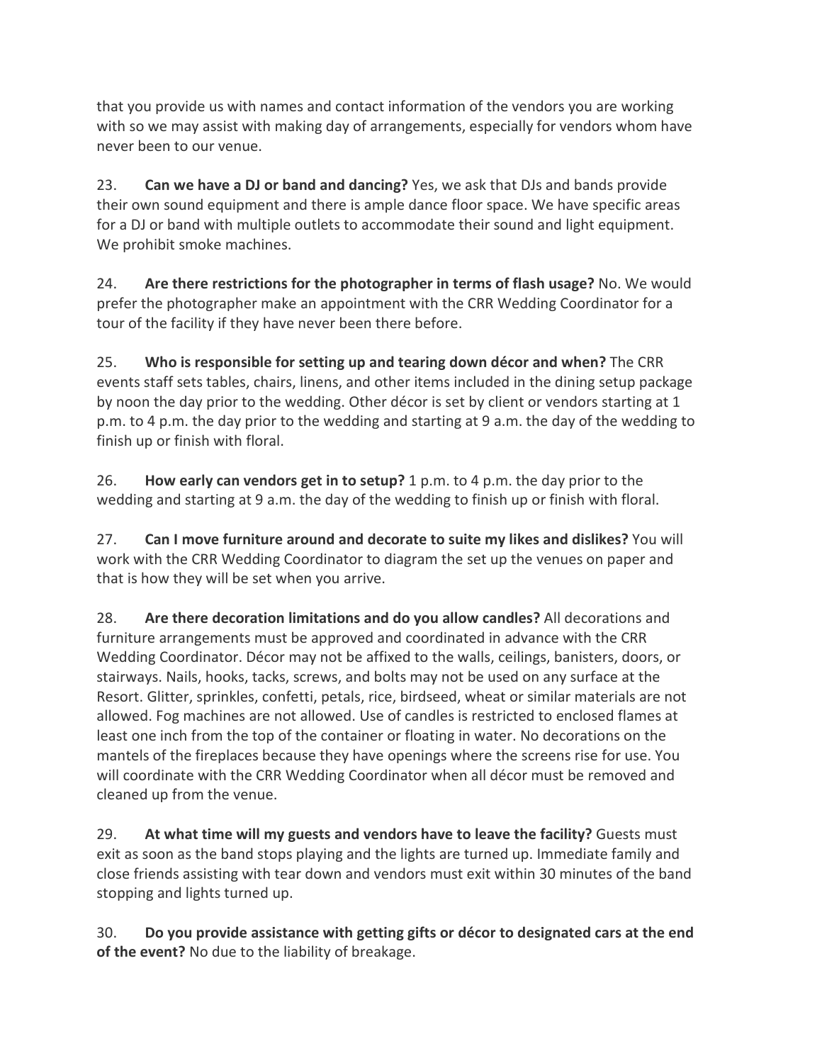that you provide us with names and contact information of the vendors you are working with so we may assist with making day of arrangements, especially for vendors whom have never been to our venue.

23. **Can we have a DJ or band and dancing?** Yes, we ask that DJs and bands provide their own sound equipment and there is ample dance floor space. We have specific areas for a DJ or band with multiple outlets to accommodate their sound and light equipment. We prohibit smoke machines.

24. **Are there restrictions for the photographer in terms of flash usage?** No. We would prefer the photographer make an appointment with the CRR Wedding Coordinator for a tour of the facility if they have never been there before.

25. **Who is responsible for setting up and tearing down décor and when?** The CRR events staff sets tables, chairs, linens, and other items included in the dining setup package by noon the day prior to the wedding. Other décor is set by client or vendors starting at 1 p.m. to 4 p.m. the day prior to the wedding and starting at 9 a.m. the day of the wedding to finish up or finish with floral.

26. **How early can vendors get in to setup?** 1 p.m. to 4 p.m. the day prior to the wedding and starting at 9 a.m. the day of the wedding to finish up or finish with floral.

27. **Can I move furniture around and decorate to suite my likes and dislikes?** You will work with the CRR Wedding Coordinator to diagram the set up the venues on paper and that is how they will be set when you arrive.

28. **Are there decoration limitations and do you allow candles?** All decorations and furniture arrangements must be approved and coordinated in advance with the CRR Wedding Coordinator. Décor may not be affixed to the walls, ceilings, banisters, doors, or stairways. Nails, hooks, tacks, screws, and bolts may not be used on any surface at the Resort. Glitter, sprinkles, confetti, petals, rice, birdseed, wheat or similar materials are not allowed. Fog machines are not allowed. Use of candles is restricted to enclosed flames at least one inch from the top of the container or floating in water. No decorations on the mantels of the fireplaces because they have openings where the screens rise for use. You will coordinate with the CRR Wedding Coordinator when all décor must be removed and cleaned up from the venue.

29. **At what time will my guests and vendors have to leave the facility?** Guests must exit as soon as the band stops playing and the lights are turned up. Immediate family and close friends assisting with tear down and vendors must exit within 30 minutes of the band stopping and lights turned up.

30. **Do you provide assistance with getting gifts or décor to designated cars at the end of the event?** No due to the liability of breakage.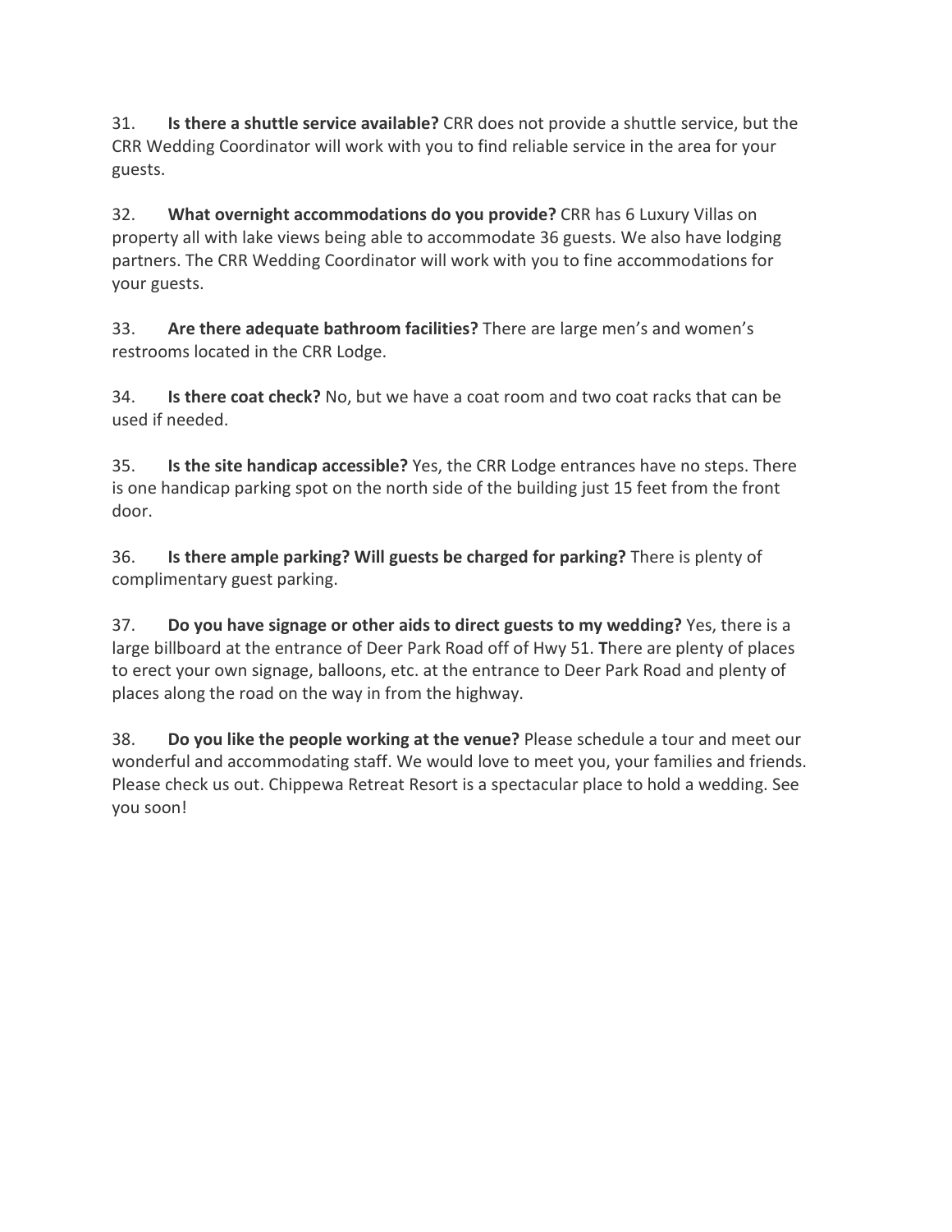31. **Is there a shuttle service available?** CRR does not provide a shuttle service, but the CRR Wedding Coordinator will work with you to find reliable service in the area for your guests.

32. **What overnight accommodations do you provide?** CRR has 6 Luxury Villas on property all with lake views being able to accommodate 36 guests. We also have lodging partners. The CRR Wedding Coordinator will work with you to fine accommodations for your guests.

33. **Are there adequate bathroom facilities?** There are large men's and women's restrooms located in the CRR Lodge.

34. **Is there coat check?** No, but we have a coat room and two coat racks that can be used if needed.

35. **Is the site handicap accessible?** Yes, the CRR Lodge entrances have no steps. There is one handicap parking spot on the north side of the building just 15 feet from the front door.

36. **Is there ample parking? Will guests be charged for parking?** There is plenty of complimentary guest parking.

37. **Do you have signage or other aids to direct guests to my wedding?** Yes, there is a large billboard at the entrance of Deer Park Road off of Hwy 51. **T**here are plenty of places to erect your own signage, balloons, etc. at the entrance to Deer Park Road and plenty of places along the road on the way in from the highway.

38. **Do you like the people working at the venue?** Please schedule a tour and meet our wonderful and accommodating staff. We would love to meet you, your families and friends. Please check us out. Chippewa Retreat Resort is a spectacular place to hold a wedding. See you soon!